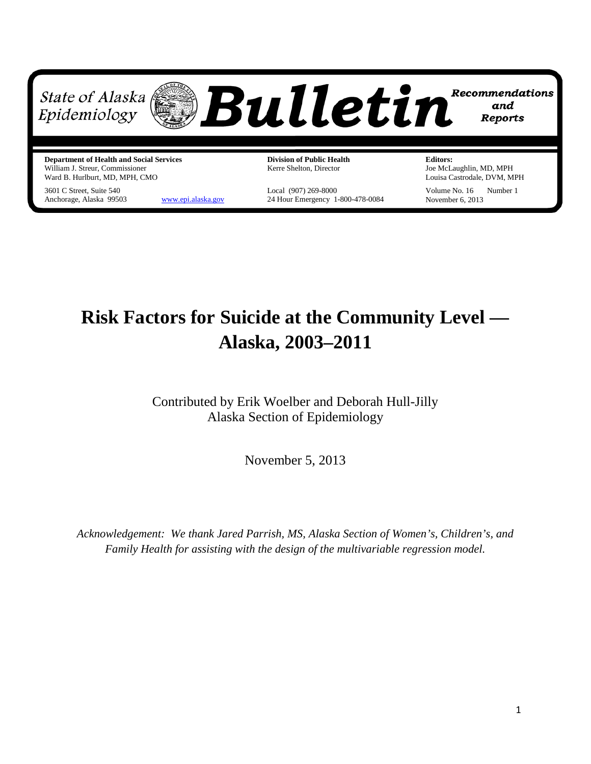State of Alaska Epidemiology **Bulletin** *Recommendations and Reports*

**Department of Health and Social Services**
William J. Streur, Commissioner
Ward B. Hurlburt, MD, MPH, CMO

3601 C Street, Suite 540
Anchorage, Alaska 99503 www.epi.alaska.gov

**Division of Public Health**
Kerre Shelton, Director

Local (907) 269-8000
24 Hour Emergency 1-800-478-0084

**Editors:**
Joe McLaughlin, MD, MPH
Louisa Castrodale, DVM, MPH

Volume No. 16 Number 1
November 6, 2013

# Risk Factors for Suicide at the Community Level — Alaska, 2003–2011

Contributed by Erik Woelber and Deborah Hull-Jilly
Alaska Section of Epidemiology

November 5, 2013

*Acknowledgement: We thank Jared Parrish, MS, Alaska Section of Women's, Children's, and Family Health for assisting with the design of the multivariable regression model.*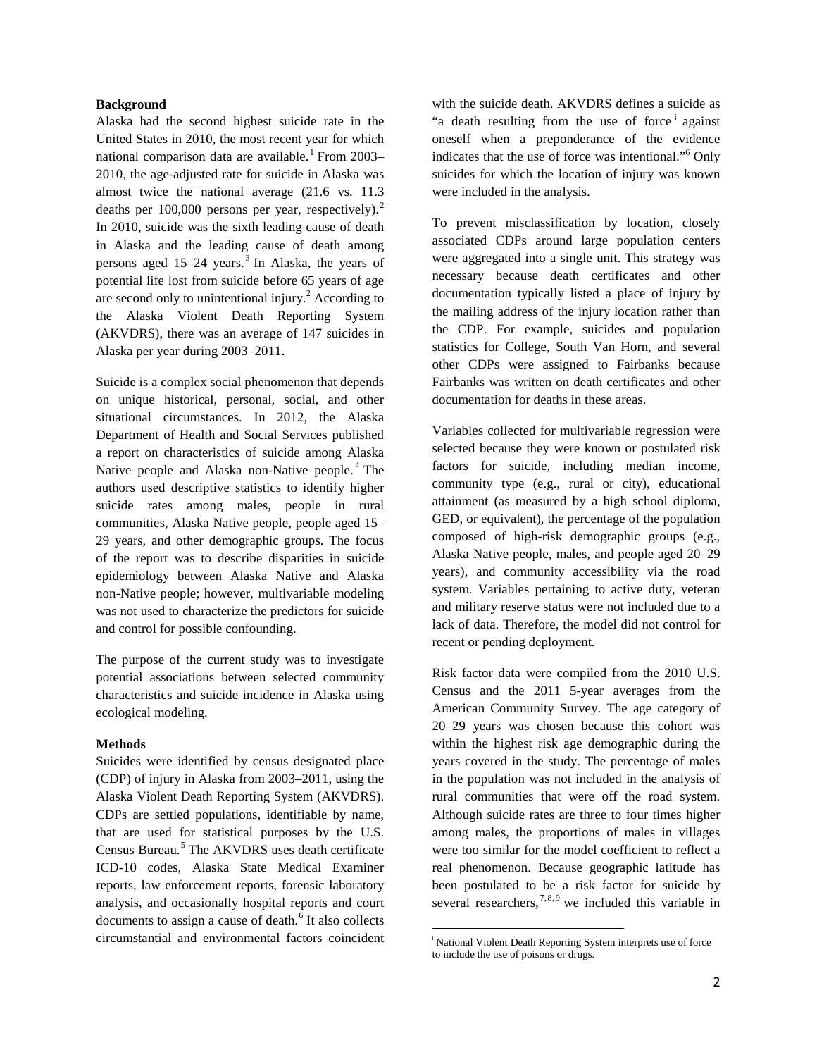## Background

Alaska had the second highest suicide rate in the United States in 2010, the most recent year for which national comparison data are available.[1] From 2003–2010, the age-adjusted rate for suicide in Alaska was almost twice the national average (21.6 vs. 11.3 deaths per 100,000 persons per year, respectively).[2] In 2010, suicide was the sixth leading cause of death in Alaska and the leading cause of death among persons aged 15–24 years.[3] In Alaska, the years of potential life lost from suicide before 65 years of age are second only to unintentional injury.[2] According to the Alaska Violent Death Reporting System (AKVDRS), there was an average of 147 suicides in Alaska per year during 2003–2011.

Suicide is a complex social phenomenon that depends on unique historical, personal, social, and other situational circumstances. In 2012, the Alaska Department of Health and Social Services published a report on characteristics of suicide among Alaska Native people and Alaska non-Native people.[4] The authors used descriptive statistics to identify higher suicide rates among males, people in rural communities, Alaska Native people, people aged 15–29 years, and other demographic groups. The focus of the report was to describe disparities in suicide epidemiology between Alaska Native and Alaska non-Native people; however, multivariable modeling was not used to characterize the predictors for suicide and control for possible confounding.

The purpose of the current study was to investigate potential associations between selected community characteristics and suicide incidence in Alaska using ecological modeling.

## Methods

Suicides were identified by census designated place (CDP) of injury in Alaska from 2003–2011, using the Alaska Violent Death Reporting System (AKVDRS). CDPs are settled populations, identifiable by name, that are used for statistical purposes by the U.S. Census Bureau.[5] The AKVDRS uses death certificate ICD-10 codes, Alaska State Medical Examiner reports, law enforcement reports, forensic laboratory analysis, and occasionally hospital reports and court documents to assign a cause of death.[6] It also collects circumstantial and environmental factors coincident with the suicide death. AKVDRS defines a suicide as "a death resulting from the use of force[i] against oneself when a preponderance of the evidence indicates that the use of force was intentional."[6] Only suicides for which the location of injury was known were included in the analysis.

To prevent misclassification by location, closely associated CDPs around large population centers were aggregated into a single unit. This strategy was necessary because death certificates and other documentation typically listed a place of injury by the mailing address of the injury location rather than the CDP. For example, suicides and population statistics for College, South Van Horn, and several other CDPs were assigned to Fairbanks because Fairbanks was written on death certificates and other documentation for deaths in these areas.

Variables collected for multivariable regression were selected because they were known or postulated risk factors for suicide, including median income, community type (e.g., rural or city), educational attainment (as measured by a high school diploma, GED, or equivalent), the percentage of the population composed of high-risk demographic groups (e.g., Alaska Native people, males, and people aged 20–29 years), and community accessibility via the road system. Variables pertaining to active duty, veteran and military reserve status were not included due to a lack of data. Therefore, the model did not control for recent or pending deployment.

Risk factor data were compiled from the 2010 U.S. Census and the 2011 5-year averages from the American Community Survey. The age category of 20–29 years was chosen because this cohort was within the highest risk age demographic during the years covered in the study. The percentage of males in the population was not included in the analysis of rural communities that were off the road system. Although suicide rates are three to four times higher among males, the proportions of males in villages were too similar for the model coefficient to reflect a real phenomenon. Because geographic latitude has been postulated to be a risk factor for suicide by several researchers,[7,8,9] we included this variable in

[i] National Violent Death Reporting System interprets use of force to include the use of poisons or drugs.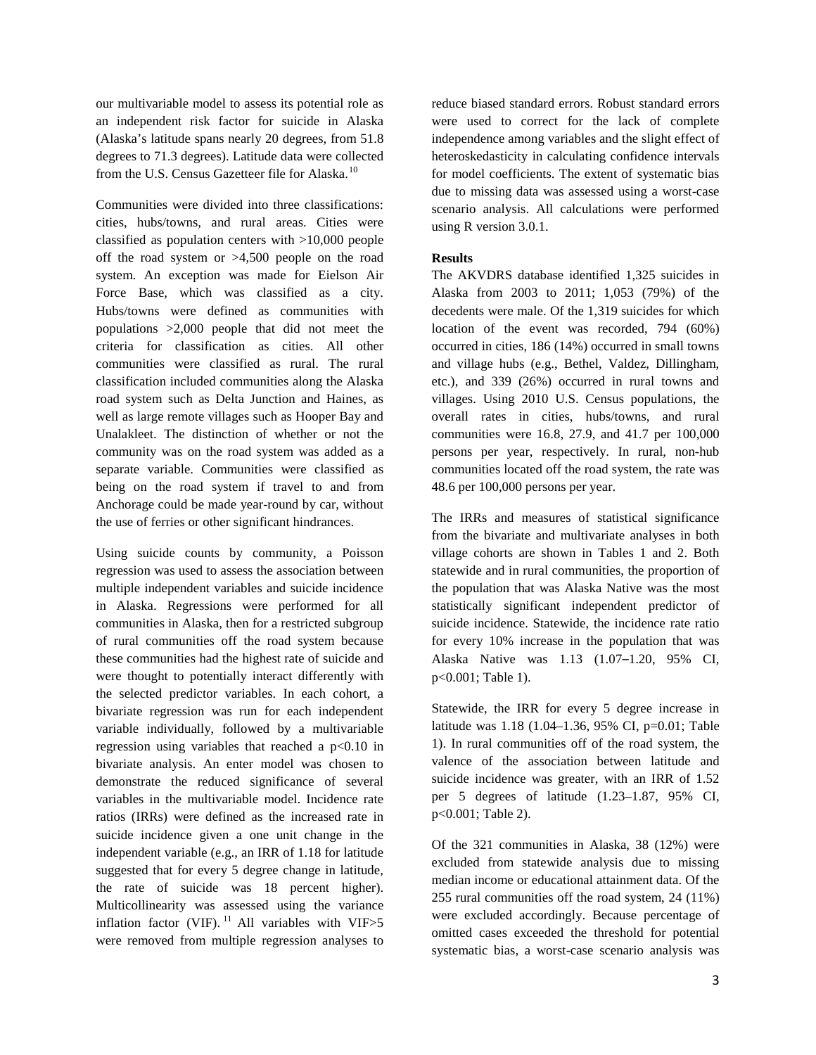our multivariable model to assess its potential role as an independent risk factor for suicide in Alaska (Alaska's latitude spans nearly 20 degrees, from 51.8 degrees to 71.3 degrees). Latitude data were collected from the U.S. Census Gazetteer file for Alaska.[10]

Communities were divided into three classifications: cities, hubs/towns, and rural areas. Cities were classified as population centers with >10,000 people off the road system or >4,500 people on the road system. An exception was made for Eielson Air Force Base, which was classified as a city. Hubs/towns were defined as communities with populations >2,000 people that did not meet the criteria for classification as cities. All other communities were classified as rural. The rural classification included communities along the Alaska road system such as Delta Junction and Haines, as well as large remote villages such as Hooper Bay and Unalakleet. The distinction of whether or not the community was on the road system was added as a separate variable. Communities were classified as being on the road system if travel to and from Anchorage could be made year-round by car, without the use of ferries or other significant hindrances.

Using suicide counts by community, a Poisson regression was used to assess the association between multiple independent variables and suicide incidence in Alaska. Regressions were performed for all communities in Alaska, then for a restricted subgroup of rural communities off the road system because these communities had the highest rate of suicide and were thought to potentially interact differently with the selected predictor variables. In each cohort, a bivariate regression was run for each independent variable individually, followed by a multivariable regression using variables that reached a $p<0.10$ in bivariate analysis. An enter model was chosen to demonstrate the reduced significance of several variables in the multivariable model. Incidence rate ratios (IRRs) were defined as the increased rate in suicide incidence given a one unit change in the independent variable (e.g., an IRR of 1.18 for latitude suggested that for every 5 degree change in latitude, the rate of suicide was 18 percent higher). Multicollinearity was assessed using the variance inflation factor (VIF).[11] All variables with VIF>5 were removed from multiple regression analyses to reduce biased standard errors. Robust standard errors were used to correct for the lack of complete independence among variables and the slight effect of heteroskedasticity in calculating confidence intervals for model coefficients. The extent of systematic bias due to missing data was assessed using a worst-case scenario analysis. All calculations were performed using R version 3.0.1.

**Results**

The AKVDRS database identified 1,325 suicides in Alaska from 2003 to 2011; 1,053 (79%) of the decedents were male. Of the 1,319 suicides for which location of the event was recorded, 794 (60%) occurred in cities, 186 (14%) occurred in small towns and village hubs (e.g., Bethel, Valdez, Dillingham, etc.), and 339 (26%) occurred in rural towns and villages. Using 2010 U.S. Census populations, the overall rates in cities, hubs/towns, and rural communities were 16.8, 27.9, and 41.7 per 100,000 persons per year, respectively. In rural, non-hub communities located off the road system, the rate was 48.6 per 100,000 persons per year.

The IRRs and measures of statistical significance from the bivariate and multivariate analyses in both village cohorts are shown in Tables 1 and 2. Both statewide and in rural communities, the proportion of the population that was Alaska Native was the most statistically significant independent predictor of suicide incidence. Statewide, the incidence rate ratio for every 10% increase in the population that was Alaska Native was 1.13 (1.07–1.20, 95% CI, $p<0.001$; Table 1).

Statewide, the IRR for every 5 degree increase in latitude was 1.18 (1.04–1.36, 95% CI, $p=0.01$; Table 1). In rural communities off of the road system, the valence of the association between latitude and suicide incidence was greater, with an IRR of 1.52 per 5 degrees of latitude (1.23–1.87, 95% CI, $p<0.001$; Table 2).

Of the 321 communities in Alaska, 38 (12%) were excluded from statewide analysis due to missing median income or educational attainment data. Of the 255 rural communities off the road system, 24 (11%) were excluded accordingly. Because percentage of omitted cases exceeded the threshold for potential systematic bias, a worst-case scenario analysis was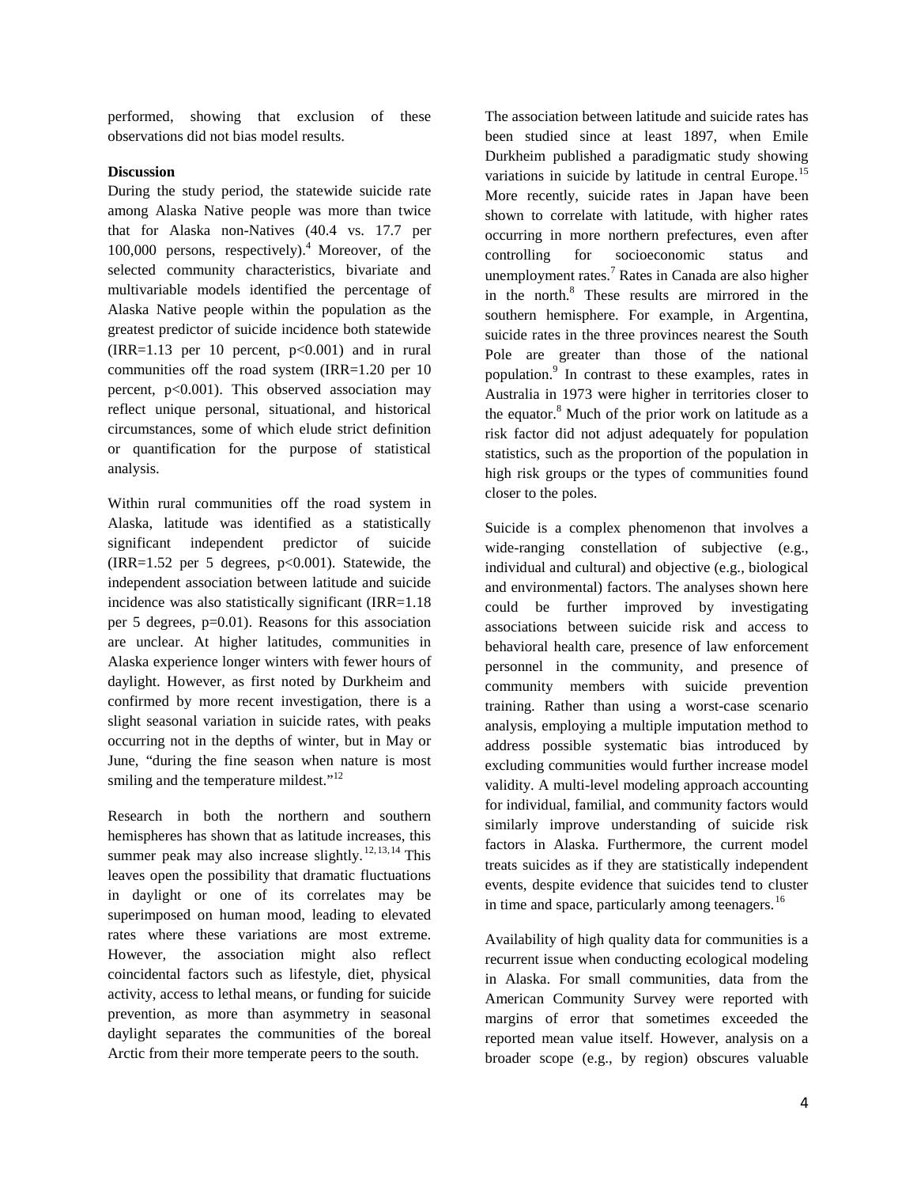performed, showing that exclusion of these observations did not bias model results.

**Discussion**

During the study period, the statewide suicide rate among Alaska Native people was more than twice that for Alaska non-Natives (40.4 vs. 17.7 per 100,000 persons, respectively).[4] Moreover, of the selected community characteristics, bivariate and multivariable models identified the percentage of Alaska Native people within the population as the greatest predictor of suicide incidence both statewide (IRR=1.13 per 10 percent, $p<0.001$) and in rural communities off the road system (IRR=1.20 per 10 percent, $p<0.001$). This observed association may reflect unique personal, situational, and historical circumstances, some of which elude strict definition or quantification for the purpose of statistical analysis.

Within rural communities off the road system in Alaska, latitude was identified as a statistically significant independent predictor of suicide (IRR=1.52 per 5 degrees, $p<0.001$). Statewide, the independent association between latitude and suicide incidence was also statistically significant (IRR=1.18 per 5 degrees, $p=0.01$). Reasons for this association are unclear. At higher latitudes, communities in Alaska experience longer winters with fewer hours of daylight. However, as first noted by Durkheim and confirmed by more recent investigation, there is a slight seasonal variation in suicide rates, with peaks occurring not in the depths of winter, but in May or June, "during the fine season when nature is most smiling and the temperature mildest."[12]

Research in both the northern and southern hemispheres has shown that as latitude increases, this summer peak may also increase slightly.[12,13,14] This leaves open the possibility that dramatic fluctuations in daylight or one of its correlates may be superimposed on human mood, leading to elevated rates where these variations are most extreme. However, the association might also reflect coincidental factors such as lifestyle, diet, physical activity, access to lethal means, or funding for suicide prevention, as more than asymmetry in seasonal daylight separates the communities of the boreal Arctic from their more temperate peers to the south.

The association between latitude and suicide rates has been studied since at least 1897, when Emile Durkheim published a paradigmatic study showing variations in suicide by latitude in central Europe.[15] More recently, suicide rates in Japan have been shown to correlate with latitude, with higher rates occurring in more northern prefectures, even after controlling for socioeconomic status and unemployment rates.[7] Rates in Canada are also higher in the north.[8] These results are mirrored in the southern hemisphere. For example, in Argentina, suicide rates in the three provinces nearest the South Pole are greater than those of the national population.[9] In contrast to these examples, rates in Australia in 1973 were higher in territories closer to the equator.[8] Much of the prior work on latitude as a risk factor did not adjust adequately for population statistics, such as the proportion of the population in high risk groups or the types of communities found closer to the poles.

Suicide is a complex phenomenon that involves a wide-ranging constellation of subjective (e.g., individual and cultural) and objective (e.g., biological and environmental) factors. The analyses shown here could be further improved by investigating associations between suicide risk and access to behavioral health care, presence of law enforcement personnel in the community, and presence of community members with suicide prevention training. Rather than using a worst-case scenario analysis, employing a multiple imputation method to address possible systematic bias introduced by excluding communities would further increase model validity. A multi-level modeling approach accounting for individual, familial, and community factors would similarly improve understanding of suicide risk factors in Alaska. Furthermore, the current model treats suicides as if they are statistically independent events, despite evidence that suicides tend to cluster in time and space, particularly among teenagers.[16]

Availability of high quality data for communities is a recurrent issue when conducting ecological modeling in Alaska. For small communities, data from the American Community Survey were reported with margins of error that sometimes exceeded the reported mean value itself. However, analysis on a broader scope (e.g., by region) obscures valuable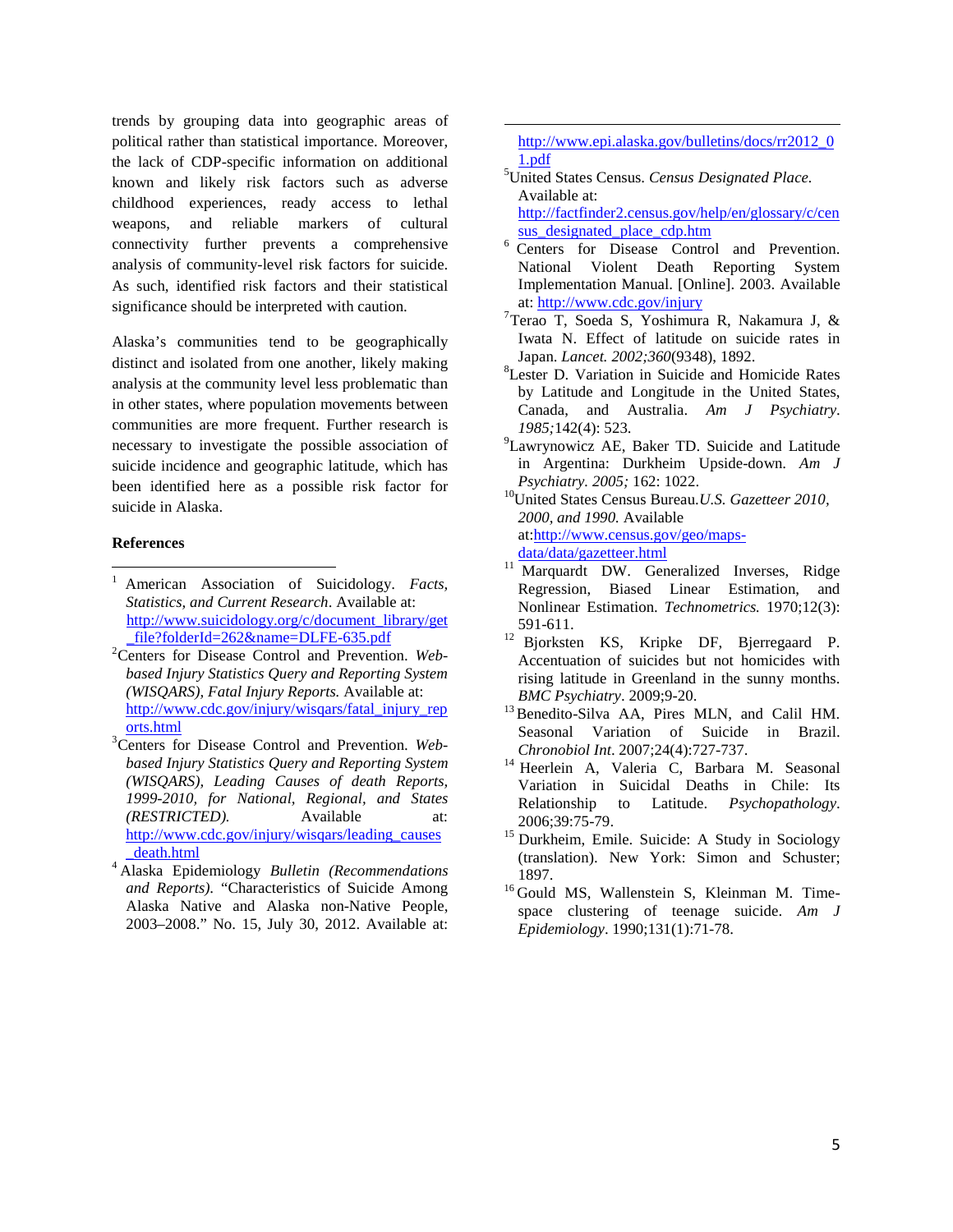trends by grouping data into geographic areas of political rather than statistical importance. Moreover, the lack of CDP-specific information on additional known and likely risk factors such as adverse childhood experiences, ready access to lethal weapons, and reliable markers of cultural connectivity further prevents a comprehensive analysis of community-level risk factors for suicide. As such, identified risk factors and their statistical significance should be interpreted with caution.

Alaska's communities tend to be geographically distinct and isolated from one another, likely making analysis at the community level less problematic than in other states, where population movements between communities are more frequent. Further research is necessary to investigate the possible association of suicide incidence and geographic latitude, which has been identified here as a possible risk factor for suicide in Alaska.

**References**

1. American Association of Suicidology. *Facts, Statistics, and Current Research*. Available at: http://www.suicidology.org/c/document_library/get_file?folderId=262&name=DLFE-635.pdf
2. Centers for Disease Control and Prevention. *Web-based Injury Statistics Query and Reporting System (WISQARS), Fatal Injury Reports.* Available at: http://www.cdc.gov/injury/wisqars/fatal_injury_reports.html
3. Centers for Disease Control and Prevention. *Web-based Injury Statistics Query and Reporting System (WISQARS), Leading Causes of death Reports, 1999-2010, for National, Regional, and States (RESTRICTED).* Available at: http://www.cdc.gov/injury/wisqars/leading_causes_death.html
4. Alaska Epidemiology *Bulletin (Recommendations and Reports).* "Characteristics of Suicide Among Alaska Native and Alaska non-Native People, 2003–2008." No. 15, July 30, 2012. Available at: http://www.epi.alaska.gov/bulletins/docs/rr2012_01.pdf
5. United States Census. *Census Designated Place.* Available at: http://factfinder2.census.gov/help/en/glossary/c/census_designated_place_cdp.htm
6. Centers for Disease Control and Prevention. National Violent Death Reporting System Implementation Manual. [Online]. 2003. Available at: http://www.cdc.gov/injury
7. Terao T, Soeda S, Yoshimura R, Nakamura J, & Iwata N. Effect of latitude on suicide rates in Japan. *Lancet. 2002;360*(9348), 1892.
8. Lester D. Variation in Suicide and Homicide Rates by Latitude and Longitude in the United States, Canada, and Australia. *Am J Psychiatry. 1985;*142(4): 523.
9. Lawrynowicz AE, Baker TD. Suicide and Latitude in Argentina: Durkheim Upside-down. *Am J Psychiatry. 2005;* 162: 1022.
10. United States Census Bureau.*U.S. Gazetteer 2010, 2000, and 1990.* Available at:http://www.census.gov/geo/maps-data/data/gazetteer.html
11. Marquardt DW. Generalized Inverses, Ridge Regression, Biased Linear Estimation, and Nonlinear Estimation. *Technometrics.* 1970;12(3): 591-611.
12. Bjorksten KS, Kripke DF, Bjerregaard P. Accentuation of suicides but not homicides with rising latitude in Greenland in the sunny months. *BMC Psychiatry*. 2009;9-20.
13. Benedito-Silva AA, Pires MLN, and Calil HM. Seasonal Variation of Suicide in Brazil. *Chronobiol Int*. 2007;24(4):727-737.
14. Heerlein A, Valeria C, Barbara M. Seasonal Variation in Suicidal Deaths in Chile: Its Relationship to Latitude. *Psychopathology*. 2006;39:75-79.
15. Durkheim, Emile. Suicide: A Study in Sociology (translation). New York: Simon and Schuster; 1897.
16. Gould MS, Wallenstein S, Kleinman M. Time-space clustering of teenage suicide. *Am J Epidemiology*. 1990;131(1):71-78.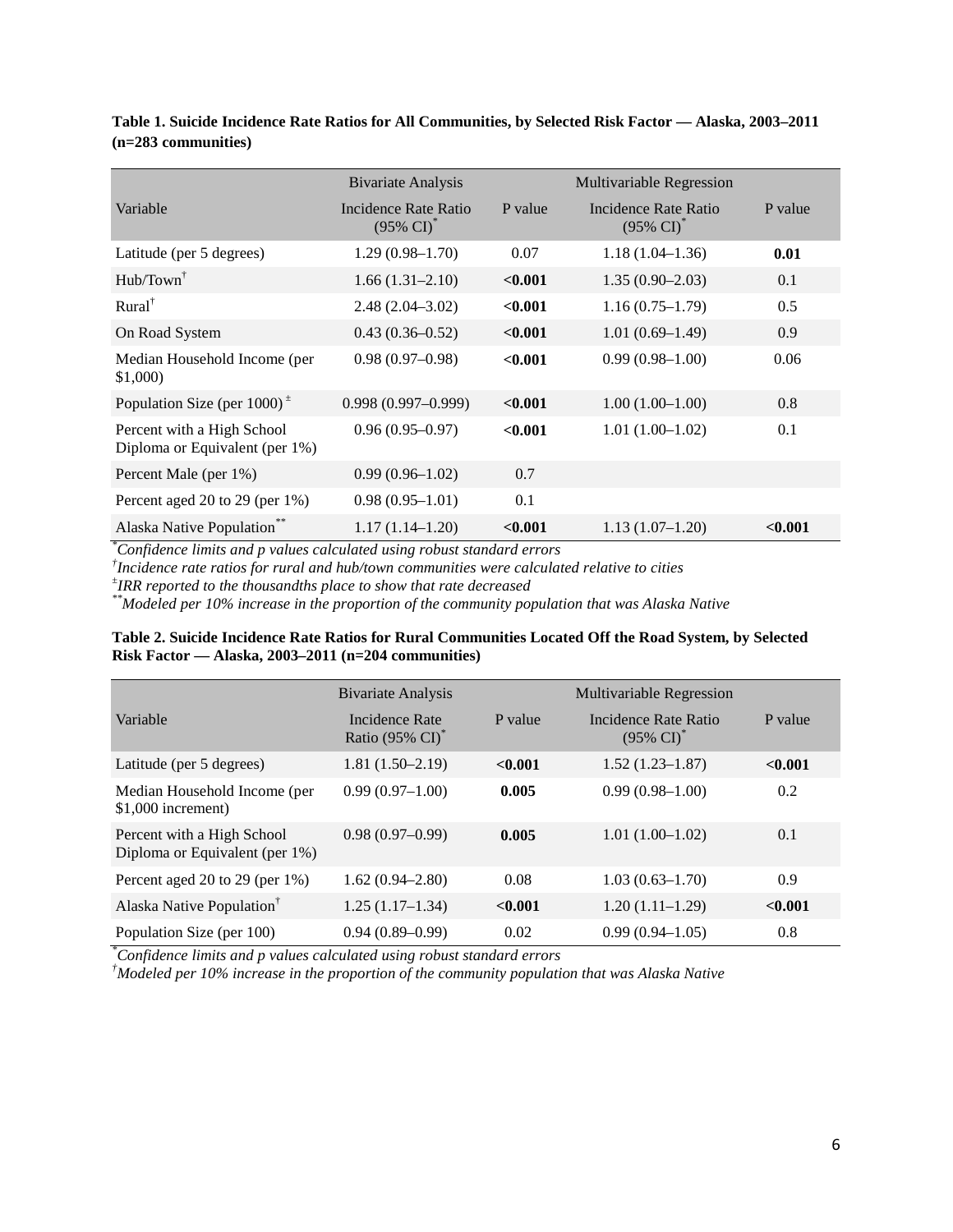**Table 1. Suicide Incidence Rate Ratios for All Communities, by Selected Risk Factor — Alaska, 2003–2011 (n=283 communities)**

| | Bivariate Analysis | | Multivariable Regression | |
|---|---|---|---|---|
| Variable | Incidence Rate Ratio (95% CI)* | P value | Incidence Rate Ratio (95% CI)* | P value |
| Latitude (per 5 degrees) | 1.29 (0.98–1.70) | 0.07 | 1.18 (1.04–1.36) | **0.01** |
| Hub/Town† | 1.66 (1.31–2.10) | **<0.001** | 1.35 (0.90–2.03) | 0.1 |
| Rural† | 2.48 (2.04–3.02) | **<0.001** | 1.16 (0.75–1.79) | 0.5 |
| On Road System | 0.43 (0.36–0.52) | **<0.001** | 1.01 (0.69–1.49) | 0.9 |
| Median Household Income (per $1,000) | 0.98 (0.97–0.98) | **<0.001** | 0.99 (0.98–1.00) | 0.06 |
| Population Size (per 1000) ± | 0.998 (0.997–0.999) | **<0.001** | 1.00 (1.00–1.00) | 0.8 |
| Percent with a High School Diploma or Equivalent (per 1%) | 0.96 (0.95–0.97) | **<0.001** | 1.01 (1.00–1.02) | 0.1 |
| Percent Male (per 1%) | 0.99 (0.96–1.02) | 0.7 | | |
| Percent aged 20 to 29 (per 1%) | 0.98 (0.95–1.01) | 0.1 | | |
| Alaska Native Population** | 1.17 (1.14–1.20) | **<0.001** | 1.13 (1.07–1.20) | **<0.001** |

*\*Confidence limits and p values calculated using robust standard errors*
*†Incidence rate ratios for rural and hub/town communities were calculated relative to cities*
*±IRR reported to the thousandths place to show that rate decreased*
*\*\*Modeled per 10% increase in the proportion of the community population that was Alaska Native*

**Table 2. Suicide Incidence Rate Ratios for Rural Communities Located Off the Road System, by Selected Risk Factor — Alaska, 2003–2011 (n=204 communities)**

| | Bivariate Analysis | | Multivariable Regression | |
|---|---|---|---|---|
| Variable | Incidence Rate Ratio (95% CI)* | P value | Incidence Rate Ratio (95% CI)* | P value |
| Latitude (per 5 degrees) | 1.81 (1.50–2.19) | **<0.001** | 1.52 (1.23–1.87) | **<0.001** |
| Median Household Income (per $1,000 increment) | 0.99 (0.97–1.00) | **0.005** | 0.99 (0.98–1.00) | 0.2 |
| Percent with a High School Diploma or Equivalent (per 1%) | 0.98 (0.97–0.99) | **0.005** | 1.01 (1.00–1.02) | 0.1 |
| Percent aged 20 to 29 (per 1%) | 1.62 (0.94–2.80) | 0.08 | 1.03 (0.63–1.70) | 0.9 |
| Alaska Native Population† | 1.25 (1.17–1.34) | **<0.001** | 1.20 (1.11–1.29) | **<0.001** |
| Population Size (per 100) | 0.94 (0.89–0.99) | 0.02 | 0.99 (0.94–1.05) | 0.8 |

*\*Confidence limits and p values calculated using robust standard errors*
*†Modeled per 10% increase in the proportion of the community population that was Alaska Native*